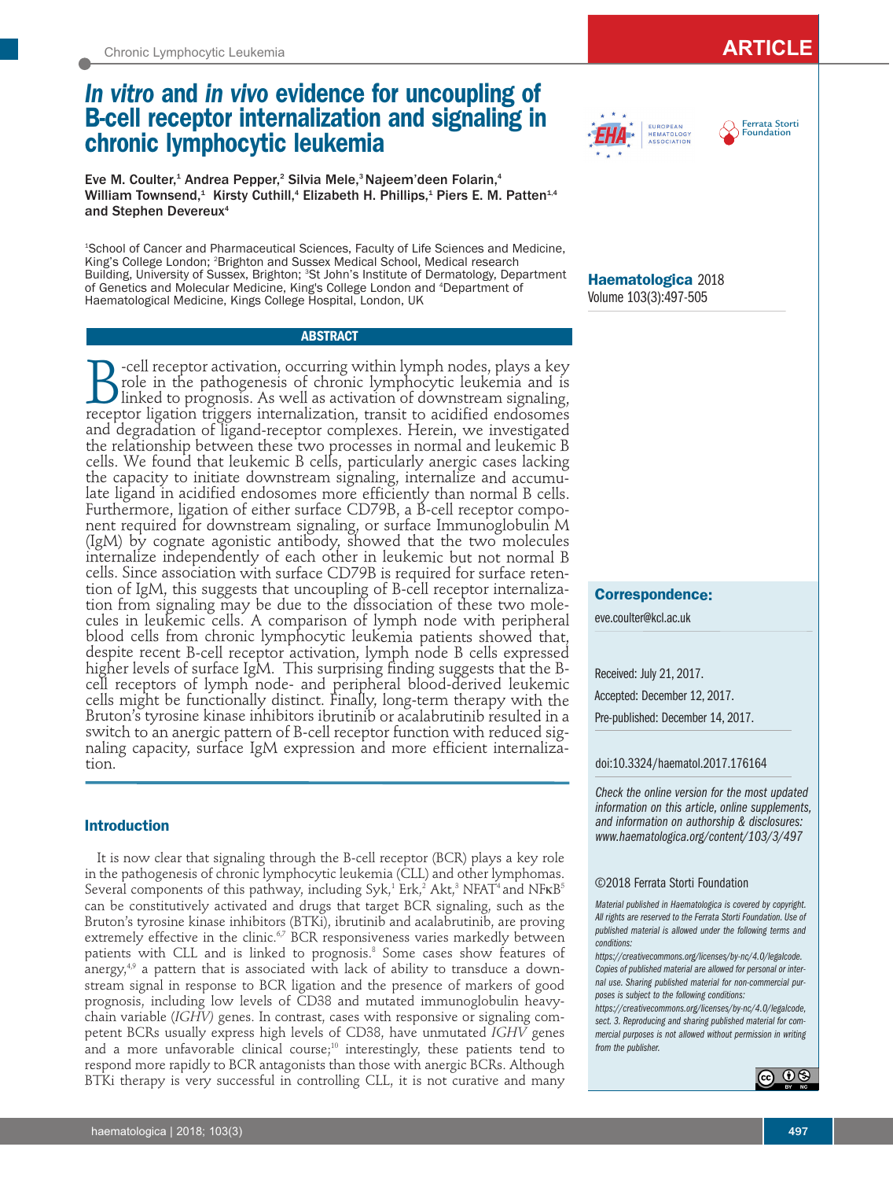# *In vitro* and *in vivo* evidence for uncoupling of B-cell receptor internalization and signaling in chronic lymphocytic leukemia

Eve M. Coulter,[1] Andrea Pepper,[2] Silvia Mele,[3] Najeem'deen Folarin,[4] William Townsend,[1] Kirsty Cuthill,[4] Elizabeth H. Phillips,[1] Piers E. M. Patten[1,4] and Stephen Devereux[4]

[1]School of Cancer and Pharmaceutical Sciences, Faculty of Life Sciences and Medicine, King's College London; [2]Brighton and Sussex Medical School, Medical research Building, University of Sussex, Brighton; [3]St John's Institute of Dermatology, Department of Genetics and Molecular Medicine, King's College London and [4]Department of Haematological Medicine, Kings College Hospital, London, UK

## ABSTRACT

B-cell receptor activation, occurring within lymph nodes, plays a key role in the pathogenesis of chronic lymphocytic leukemia and is linked to prognosis. As well as activation of downstream signaling, receptor ligation triggers internalization, transit to acidified endosomes and degradation of ligand-receptor complexes. Herein, we investigated the relationship between these two processes in normal and leukemic B cells. We found that leukemic B cells, particularly anergic cases lacking the capacity to initiate downstream signaling, internalize and accumulate ligand in acidified endosomes more efficiently than normal B cells. Furthermore, ligation of either surface CD79B, a B-cell receptor component required for downstream signaling, or surface Immunoglobulin M (IgM) by cognate agonistic antibody, showed that the two molecules internalize independently of each other in leukemic but not normal B cells. Since association with surface CD79B is required for surface retention of IgM, this suggests that uncoupling of B-cell receptor internalization from signaling may be due to the dissociation of these two molecules in leukemic cells. A comparison of lymph node with peripheral blood cells from chronic lymphocytic leukemia patients showed that, despite recent B-cell receptor activation, lymph node B cells expressed higher levels of surface IgM. This surprising finding suggests that the B-cell receptors of lymph node- and peripheral blood-derived leukemic cells might be functionally distinct. Finally, long-term therapy with the Bruton's tyrosine kinase inhibitors ibrutinib or acalabrutinib resulted in a switch to an anergic pattern of B-cell receptor function with reduced signaling capacity, surface IgM expression and more efficient internalization.

**Haematologica** 2018
Volume 103(3):497-505

**Correspondence:**
eve.coulter@kcl.ac.uk

Received: July 21, 2017.
Accepted: December 12, 2017.
Pre-published: December 14, 2017.

doi:10.3324/haematol.2017.176164

*Check the online version for the most updated information on this article, online supplements, and information on authorship & disclosures: www.haematologica.org/content/103/3/497*

©2018 Ferrata Storti Foundation

*Material published in Haematologica is covered by copyright. All rights are reserved to the Ferrata Storti Foundation. Use of published material is allowed under the following terms and conditions: https://creativecommons.org/licenses/by-nc/4.0/legalcode. Copies of published material are allowed for personal or internal use. Sharing published material for non-commercial purposes is subject to the following conditions: https://creativecommons.org/licenses/by-nc/4.0/legalcode, sect. 3. Reproducing and sharing published material for commercial purposes is not allowed without permission in writing from the publisher.*

## Introduction

It is now clear that signaling through the B-cell receptor (BCR) plays a key role in the pathogenesis of chronic lymphocytic leukemia (CLL) and other lymphomas. Several components of this pathway, including Syk,[1] Erk,[2] Akt,[3] NFAT[4] and NFκB[5] can be constitutively activated and drugs that target BCR signaling, such as the Bruton's tyrosine kinase inhibitors (BTKi), ibrutinib and acalabrutinib, are proving extremely effective in the clinic.[6,7] BCR responsiveness varies markedly between patients with CLL and is linked to prognosis.[8] Some cases show features of anergy,[4,9] a pattern that is associated with lack of ability to transduce a downstream signal in response to BCR ligation and the presence of markers of good prognosis, including low levels of CD38 and mutated immunoglobulin heavy-chain variable (*IGHV*) genes. In contrast, cases with responsive or signaling competent BCRs usually express high levels of CD38, have unmutated *IGHV* genes and a more unfavorable clinical course;[10] interestingly, these patients tend to respond more rapidly to BCR antagonists than those with anergic BCRs. Although BTKi therapy is very successful in controlling CLL, it is not curative and many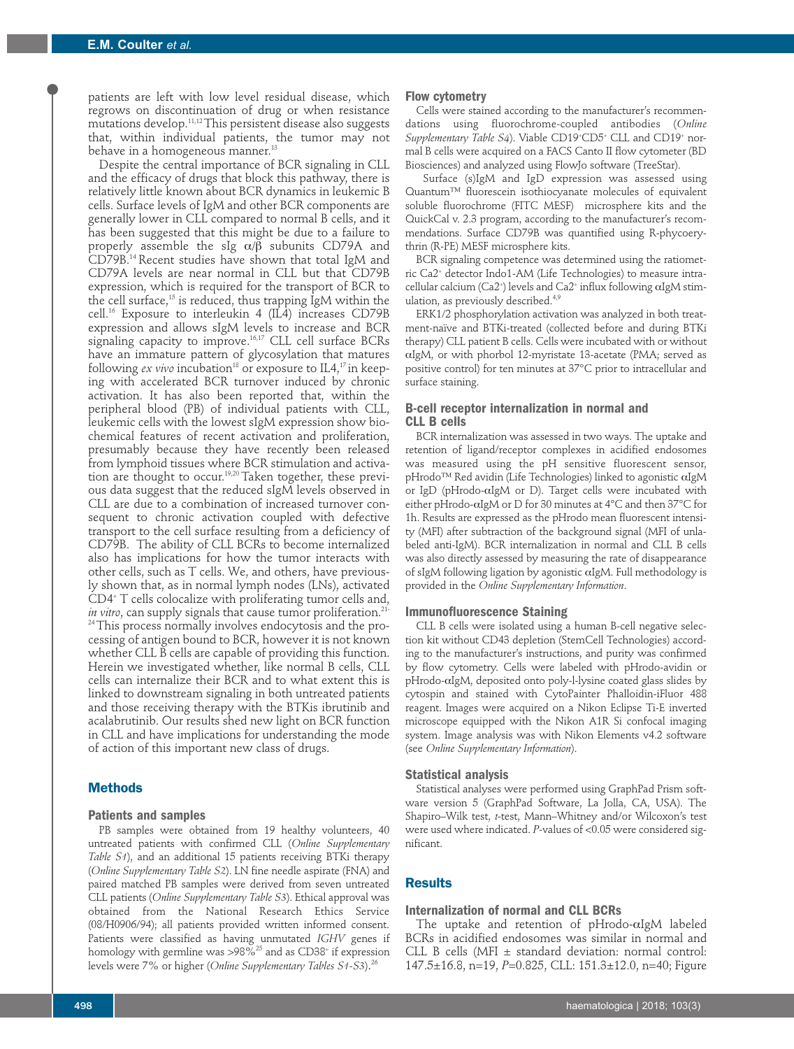patients are left with low level residual disease, which regrows on discontinuation of drug or when resistance mutations develop.[11,12] This persistent disease also suggests that, within individual patients, the tumor may not behave in a homogeneous manner.[13]

Despite the central importance of BCR signaling in CLL and the efficacy of drugs that block this pathway, there is relatively little known about BCR dynamics in leukemic B cells. Surface levels of IgM and other BCR components are generally lower in CLL compared to normal B cells, and it has been suggested that this might be due to a failure to properly assemble the sIg α/β subunits CD79A and CD79B.[14] Recent studies have shown that total IgM and CD79A levels are near normal in CLL but that CD79B expression, which is required for the transport of BCR to the cell surface,[15] is reduced, thus trapping IgM within the cell.[16] Exposure to interleukin 4 (IL4) increases CD79B expression and allows sIgM levels to increase and BCR signaling capacity to improve.[16,17] CLL cell surface BCRs have an immature pattern of glycosylation that matures following *ex vivo* incubation[18] or exposure to IL4,[17] in keeping with accelerated BCR turnover induced by chronic activation. It has also been reported that, within the peripheral blood (PB) of individual patients with CLL, leukemic cells with the lowest sIgM expression show biochemical features of recent activation and proliferation, presumably because they have recently been released from lymphoid tissues where BCR stimulation and activation are thought to occur.[19,20] Taken together, these previous data suggest that the reduced sIgM levels observed in CLL are due to a combination of increased turnover consequent to chronic activation coupled with defective transport to the cell surface resulting from a deficiency of CD79B. The ability of CLL BCRs to become internalized also has implications for how the tumor interacts with other cells, such as T cells. We, and others, have previously shown that, as in normal lymph nodes (LNs), activated CD4+ T cells colocalize with proliferating tumor cells and, *in vitro*, can supply signals that cause tumor proliferation.[21-24] This process normally involves endocytosis and the processing of antigen bound to BCR, however it is not known whether CLL B cells are capable of providing this function. Herein we investigated whether, like normal B cells, CLL cells can internalize their BCR and to what extent this is linked to downstream signaling in both untreated patients and those receiving therapy with the BTKis ibrutinib and acalabrutinib. Our results shed new light on BCR function in CLL and have implications for understanding the mode of action of this important new class of drugs.

## Methods

### Patients and samples

PB samples were obtained from 19 healthy volunteers, 40 untreated patients with confirmed CLL (*Online Supplementary Table S1*), and an additional 15 patients receiving BTKi therapy (*Online Supplementary Table S2*). LN fine needle aspirate (FNA) and paired matched PB samples were derived from seven untreated CLL patients (*Online Supplementary Table S3*). Ethical approval was obtained from the National Research Ethics Service (08/H0906/94); all patients provided written informed consent. Patients were classified as having unmutated *IGHV* genes if homology with germline was >98%[25] and as CD38+ if expression levels were 7% or higher (*Online Supplementary Tables S1-S3*).[26]

### Flow cytometry

Cells were stained according to the manufacturer's recommendations using fluorochrome-coupled antibodies (*Online Supplementary Table S4*). Viable CD19+CD5+ CLL and CD19+ normal B cells were acquired on a FACS Canto II flow cytometer (BD Biosciences) and analyzed using FlowJo software (TreeStar).

Surface (s)IgM and IgD expression was assessed using Quantum™ fluorescein isothiocyanate molecules of equivalent soluble fluorochrome (FITC MESF) microsphere kits and the QuickCal v. 2.3 program, according to the manufacturer's recommendations. Surface CD79B was quantified using R-phycoerythrin (R-PE) MESF microsphere kits.

BCR signaling competence was determined using the ratiometric Ca2+ detector Indo1-AM (Life Technologies) to measure intracellular calcium (Ca2+) levels and Ca2+ influx following αIgM stimulation, as previously described.[4,9]

ERK1/2 phosphorylation activation was analyzed in both treatment-naïve and BTKi-treated (collected before and during BTKi therapy) CLL patient B cells. Cells were incubated with or without αIgM, or with phorbol 12-myristate 13-acetate (PMA; served as positive control) for ten minutes at 37°C prior to intracellular and surface staining.

### B-cell receptor internalization in normal and CLL B cells

BCR internalization was assessed in two ways. The uptake and retention of ligand/receptor complexes in acidified endosomes was measured using the pH sensitive fluorescent sensor, pHrodo™ Red avidin (Life Technologies) linked to agonistic αIgM or IgD (pHrodo-αIgM or D). Target cells were incubated with either pHrodo-αIgM or D for 30 minutes at 4°C and then 37°C for 1h. Results are expressed as the pHrodo mean fluorescent intensity (MFI) after subtraction of the background signal (MFI of unlabeled anti-IgM). BCR internalization in normal and CLL B cells was also directly assessed by measuring the rate of disappearance of sIgM following ligation by agonistic αIgM. Full methodology is provided in the *Online Supplementary Information*.

### Immunofluorescence Staining

CLL B cells were isolated using a human B-cell negative selection kit without CD43 depletion (StemCell Technologies) according to the manufacturer's instructions, and purity was confirmed by flow cytometry. Cells were labeled with pHrodo-avidin or pHrodo-αIgM, deposited onto poly-l-lysine coated glass slides by cytospin and stained with CytoPainter Phalloidin-iFluor 488 reagent. Images were acquired on a Nikon Eclipse Ti-E inverted microscope equipped with the Nikon A1R Si confocal imaging system. Image analysis was with Nikon Elements v4.2 software (see *Online Supplementary Information*).

### Statistical analysis

Statistical analyses were performed using GraphPad Prism software version 5 (GraphPad Software, La Jolla, CA, USA). The Shapiro–Wilk test, *t*-test, Mann–Whitney and/or Wilcoxon's test were used where indicated. *P*-values of <0.05 were considered significant.

## Results

### Internalization of normal and CLL BCRs

The uptake and retention of pHrodo-αIgM labeled BCRs in acidified endosomes was similar in normal and CLL B cells (MFI ± standard deviation: normal control: 147.5±16.8, n=19, *P*=0.825, CLL: 151.3±12.0, n=40; Figure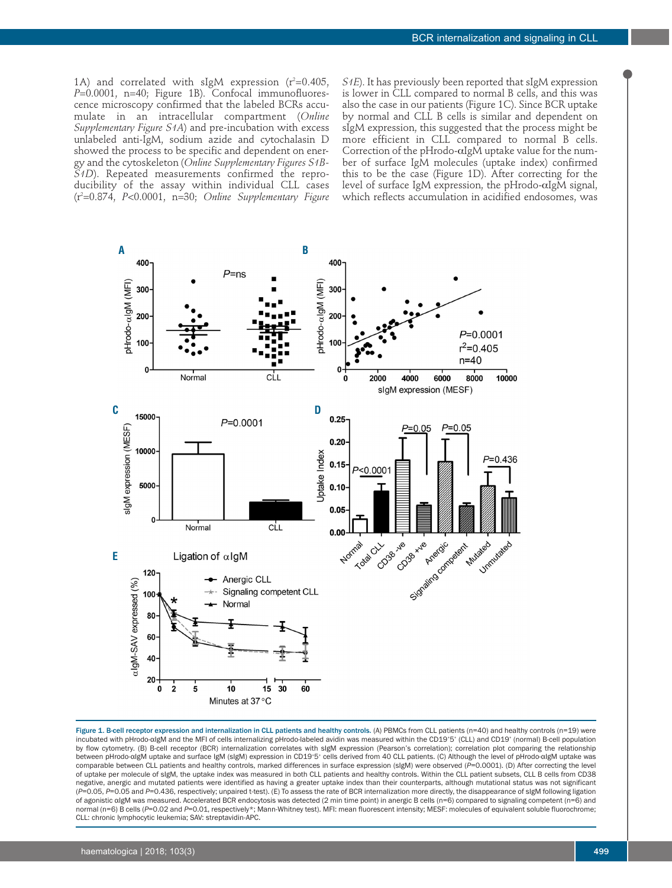1A) and correlated with sIgM expression ($r^2$=0.405, *P*=0.0001, n=40; Figure 1B). Confocal immunofluorescence microscopy confirmed that the labeled BCRs accumulate in an intracellular compartment (*Online Supplementary Figure S1A*) and pre-incubation with excess unlabeled anti-IgM, sodium azide and cytochalasin D showed the process to be specific and dependent on energy and the cytoskeleton (*Online Supplementary Figures S1B-S1D*). Repeated measurements confirmed the reproducibility of the assay within individual CLL cases ($r^2$=0.874, *P*<0.0001, n=30; *Online Supplementary Figure S1E*). It has previously been reported that sIgM expression is lower in CLL compared to normal B cells, and this was also the case in our patients (Figure 1C). Since BCR uptake by normal and CLL B cells is similar and dependent on sIgM expression, this suggested that the process might be more efficient in CLL compared to normal B cells. Correction of the pHrodo-αIgM uptake value for the number of surface IgM molecules (uptake index) confirmed this to be the case (Figure 1D). After correcting for the level of surface IgM expression, the pHrodo-αIgM signal, which reflects accumulation in acidified endosomes, was

A
pHrodo-αIgM (MFI)
400
300
200
100
0
*P*=ns
Normal
CLL

B
pHrodo-αIgM (MFI)
400
300
200
100
0
0 2000 4000 6000 8000 10000
sIgM expression (MESF)
*P*=0.0001
$r^2$=0.405
n=40

C
sIgM expression (MESF)
15000
10000
5000
0
*P*=0.0001
Normal
CLL

D
Uptake Index
0.25
0.20
0.15
0.10
0.05
0.00
*P*<0.0001
*P*=0.05
*P*=0.05
*P*=0.436
Normal
Total CLL
CD38 -ve
CD38 +ve
Anergic
Signaling competent
Mutated
Unmutated

E
Ligation of αIgM
αIgM-SAV expressed (%)
120
100
80
60
40
20
*
Anergic CLL
Signaling competent CLL
Normal
0 2 5 10 15 30 60
Minutes at 37 °C

**Figure 1. B-cell receptor expression and internalization in CLL patients and healthy controls.** (A) PBMCs from CLL patients (n=40) and healthy controls (n=19) were incubated with pHrodo-αIgM and the MFI of cells internalizing pHrodo-labeled avidin was measured within the CD19[+]5[+] (CLL) and CD19[+] (normal) B-cell population by flow cytometry. (B) B-cell receptor (BCR) internalization correlates with sIgM expression (Pearson's correlation); correlation plot comparing the relationship between pHrodo-αIgM uptake and surface IgM (sIgM) expression in CD19[+]5[+] cells derived from 40 CLL patients. (C) Although the level of pHrodo-αIgM uptake was comparable between CLL patients and healthy controls, marked differences in surface expression (sIgM) were observed (*P*=0.0001). (D) After correcting the level of uptake per molecule of sIgM, the uptake index was measured in both CLL patients and healthy controls. Within the CLL patient subsets, CLL B cells from CD38 negative, anergic and mutated patients were identified as having a greater uptake index than their counterparts, although mutational status was not significant (*P*=0.05, *P*=0.05 and *P*=0.436, respectively; unpaired t-test). (E) To assess the rate of BCR internalization more directly, the disappearance of sIgM following ligation of agonistic αIgM was measured. Accelerated BCR endocytosis was detected (2 min time point) in anergic B cells (n=6) compared to signaling competent (n=6) and normal (n=6) B cells (*P*=0.02 and *P*=0.01, respectively*; Mann-Whitney test). MFI: mean fluorescent intensity; MESF: molecules of equivalent soluble fluorochrome; CLL: chronic lymphocytic leukemia; SAV: streptavidin-APC.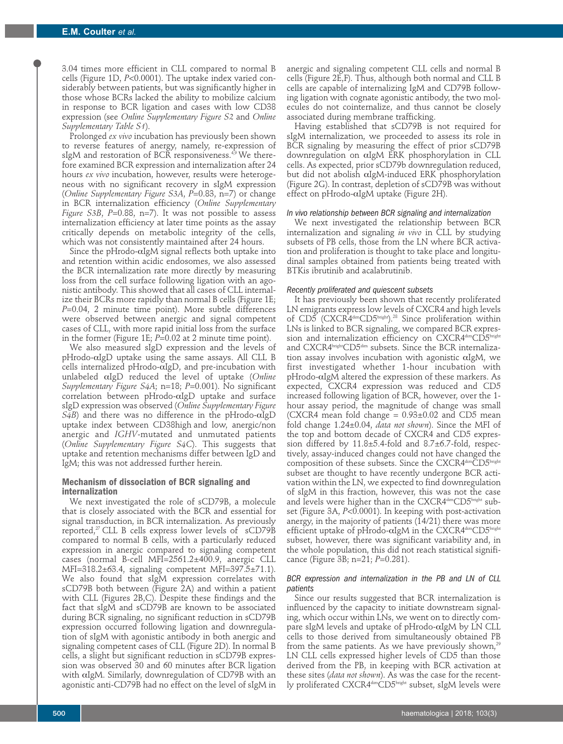3.04 times more efficient in CLL compared to normal B cells (Figure 1D, $P<0.0001$). The uptake index varied considerably between patients, but was significantly higher in those whose BCRs lacked the ability to mobilize calcium in response to BCR ligation and cases with low CD38 expression (see *Online Supplementary Figure S2* and *Online Supplementary Table S1*).

Prolonged *ex vivo* incubation has previously been shown to reverse features of anergy, namely, re-expression of sIgM and restoration of BCR responsiveness.[4,9] We therefore examined BCR expression and internalization after 24 hours *ex vivo* incubation, however, results were heterogeneous with no significant recovery in sIgM expression (*Online Supplementary Figure S3A*, $P=0.83$, n=7) or change in BCR internalization efficiency (*Online Supplementary Figure S3B*, $P=0.88$, n=7). It was not possible to assess internalization efficiency at later time points as the assay critically depends on metabolic integrity of the cells, which was not consistently maintained after 24 hours.

Since the pHrodo-αIgM signal reflects both uptake into and retention within acidic endosomes, we also assessed the BCR internalization rate more directly by measuring loss from the cell surface following ligation with an agonistic antibody. This showed that all cases of CLL internalize their BCRs more rapidly than normal B cells (Figure 1E; $P=0.04$, 2 minute time point). More subtle differences were observed between anergic and signal competent cases of CLL, with more rapid initial loss from the surface in the former (Figure 1E; $P=0.02$ at 2 minute time point).

We also measured sIgD expression and the levels of pHrodo-αIgD uptake using the same assays. All CLL B cells internalized pHrodo-αIgD, and pre-incubation with unlabeled αIgD reduced the level of uptake (*Online Supplementary Figure S4A*; n=18; $P=0.001$). No significant correlation between pHrodo-αIgD uptake and surface sIgD expression was observed (*Online Supplementary Figure S4B*) and there was no difference in the pHrodo-αIgD uptake index between CD38high and low, anergic/non anergic and *IGHV*-mutated and unmutated patients (*Online Supplementary Figure S4C*). This suggests that uptake and retention mechanisms differ between IgD and IgM; this was not addressed further herein.

## Mechanism of dissociation of BCR signaling and internalization

We next investigated the role of sCD79B, a molecule that is closely associated with the BCR and essential for signal transduction, in BCR internalization. As previously reported,[27] CLL B cells express lower levels of sCD79B compared to normal B cells, with a particularly reduced expression in anergic compared to signaling competent cases (normal B-cell MFI=2561.2±400.9, anergic CLL MFI=318.2±63.4, signaling competent MFI=397.5±71.1). We also found that sIgM expression correlates with sCD79B both between (Figure 2A) and within a patient with CLL (Figures 2B,C). Despite these findings and the fact that sIgM and sCD79B are known to be associated during BCR signaling, no significant reduction in sCD79B expression occurred following ligation and downregulation of sIgM with agonistic antibody in both anergic and signaling competent cases of CLL (Figure 2D). In normal B cells, a slight but significant reduction in sCD79B expression was observed 30 and 60 minutes after BCR ligation with αIgM. Similarly, downregulation of CD79B with an agonistic anti-CD79B had no effect on the level of sIgM in anergic and signaling competent CLL cells and normal B cells (Figure 2E,F). Thus, although both normal and CLL B cells are capable of internalizing IgM and CD79B following ligation with cognate agonistic antibody, the two molecules do not cointernalize, and thus cannot be closely associated during membrane trafficking.

Having established that sCD79B is not required for sIgM internalization, we proceeded to assess its role in BCR signaling by measuring the effect of prior sCD79B downregulation on αIgM ERK phosphorylation in CLL cells. As expected, prior sCD79b downregulation reduced, but did not abolish αIgM-induced ERK phosphorylation (Figure 2G). In contrast, depletion of sCD79B was without effect on pHrodo-αIgM uptake (Figure 2H).

### *In vivo relationship between BCR signaling and internalization*

We next investigated the relationship between BCR internalization and signaling *in vivo* in CLL by studying subsets of PB cells, those from the LN where BCR activation and proliferation is thought to take place and longitudinal samples obtained from patients being treated with BTKis ibrutinib and acalabrutinib.

### *Recently proliferated and quiescent subsets*

It has previously been shown that recently proliferated LN emigrants express low levels of CXCR4 and high levels of CD5 (CXCR4$^{dim}$CD5$^{bright}$).[28] Since proliferation within LNs is linked to BCR signaling, we compared BCR expression and internalization efficiency on CXCR4$^{dim}$CD5$^{bright}$ and CXCR4$^{bright}$CD5$^{dim}$ subsets. Since the BCR internalization assay involves incubation with agonistic αIgM, we first investigated whether 1-hour incubation with pHrodo-αIgM altered the expression of these markers. As expected, CXCR4 expression was reduced and CD5 increased following ligation of BCR, however, over the 1-hour assay period, the magnitude of change was small (CXCR4 mean fold change = 0.93±0.02 and CD5 mean fold change 1.24±0.04, *data not shown*). Since the MFI of the top and bottom decade of CXCR4 and CD5 expression differed by 11.8±5.4-fold and 8.7±6.7-fold, respectively, assay-induced changes could not have changed the composition of these subsets. Since the CXCR4$^{dim}$CD5$^{bright}$ subset are thought to have recently undergone BCR activation within the LN, we expected to find downregulation of sIgM in this fraction, however, this was not the case and levels were higher than in the CXCR4$^{dim}$CD5$^{bright}$ subset (Figure 3A, $P<0.0001$). In keeping with post-activation anergy, in the majority of patients (14/21) there was more efficient uptake of pHrodo-αIgM in the CXCR4$^{dim}$CD5$^{bright}$ subset, however, there was significant variability and, in the whole population, this did not reach statistical significance (Figure 3B; n=21; $P=0.281$).

### *BCR expression and internalization in the PB and LN of CLL patients*

Since our results suggested that BCR internalization is influenced by the capacity to initiate downstream signaling, which occur within LNs, we went on to directly compare sIgM levels and uptake of pHrodo-αIgM by LN CLL cells to those derived from simultaneously obtained PB from the same patients. As we have previously shown,[29] LN CLL cells expressed higher levels of CD5 than those derived from the PB, in keeping with BCR activation at these sites (*data not shown*). As was the case for the recently proliferated CXCR4$^{dim}$CD5$^{bright}$ subset, sIgM levels were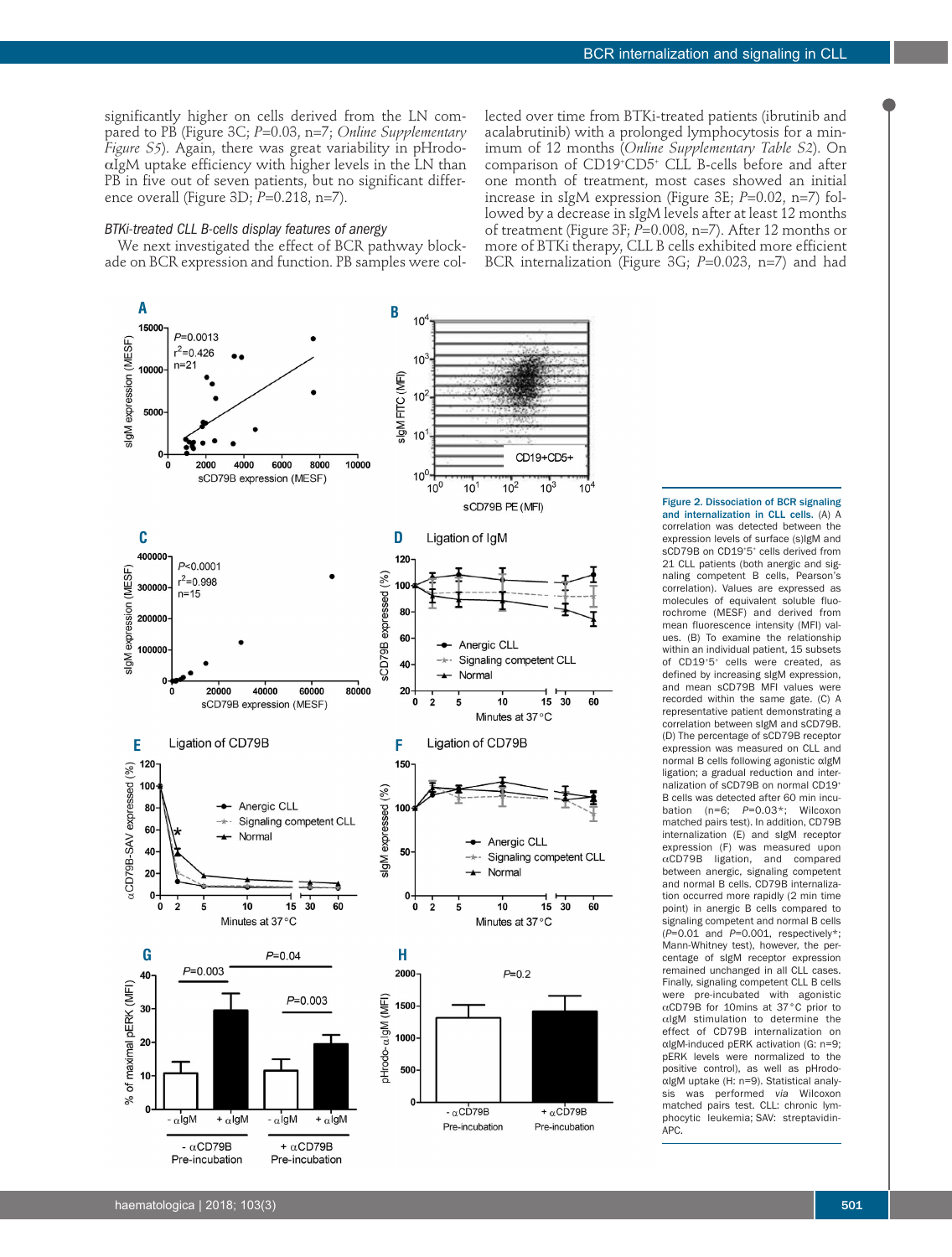significantly higher on cells derived from the LN compared to PB (Figure 3C; $P$=0.03, n=7; *Online Supplementary Figure S5*). Again, there was great variability in pHrodo-αIgM uptake efficiency with higher levels in the LN than PB in five out of seven patients, but no significant difference overall (Figure 3D; $P$=0.218, n=7).

### *BTKi-treated CLL B-cells display features of anergy*

We next investigated the effect of BCR pathway blockade on BCR expression and function. PB samples were collected over time from BTKi-treated patients (ibrutinib and acalabrutinib) with a prolonged lymphocytosis for a minimum of 12 months (*Online Supplementary Table S2*). On comparison of CD19$^{+}$CD5$^{+}$ CLL B-cells before and after one month of treatment, most cases showed an initial increase in sIgM expression (Figure 3E; $P$=0.02, n=7) followed by a decrease in sIgM levels after at least 12 months of treatment (Figure 3F; $P$=0.008, n=7). After 12 months or more of BTKi therapy, CLL B cells exhibited more efficient BCR internalization (Figure 3G; $P$=0.023, n=7) and had

A
P=0.0013
r²=0.426
n=21
sIgM expression (MESF)
sCD79B expression (MESF)
0 2000 4000 6000 8000 10000
0 5000 10000 15000

B
sIgM FITC (MFI)
sCD79B PE (MFI)
CD19+CD5+
10⁰ 10¹ 10² 10³ 10⁴

C
P<0.0001
r²=0.998
n=15
sIgM expression (MESF)
sCD79B expression (MESF)
0 20000 40000 60000 80000
0 100000 200000 300000 400000

D
Ligation of IgM
sCD79B expressed (%)
Minutes at 37°C
Anergic CLL
Signaling competent CLL
Normal
0 2 5 10 15 30 60
20 40 60 80 100 120

E
Ligation of CD79B
αCD79B-SAV expressed (%)
Minutes at 37°C
Anergic CLL
Signaling competent CLL
Normal
*
0 2 5 10 15 30 60
0 20 40 60 80 100 120

F
Ligation of CD79B
sIgM expressed (%)
Minutes at 37°C
Anergic CLL
Signaling competent CLL
Normal
0 2 5 10 15 30 60
0 50 100 150

G
% of maximal pERK (MFI)
P=0.003
P=0.04
P=0.003
- αIgM + αIgM - αIgM + αIgM
- αCD79B Pre-incubation
+ αCD79B Pre-incubation
0 10 20 30 40

H
pHrodo-αIgM (MFI)
P=0.2
- αCD79B Pre-incubation
+ αCD79B Pre-incubation
0 500 1000 1500 2000

**Figure 2. Dissociation of BCR signaling and internalization in CLL cells.** (A) A correlation was detected between the expression levels of surface (s)IgM and sCD79B on CD19$^{+}$5$^{+}$ cells derived from 21 CLL patients (both anergic and signaling competent B cells, Pearson's correlation). Values are expressed as molecules of equivalent soluble fluorochrome (MESF) and derived from mean fluorescence intensity (MFI) values. (B) To examine the relationship within an individual patient, 15 subsets of CD19$^{+}$5$^{+}$ cells were created, as defined by increasing sIgM expression, and mean sCD79B MFI values were recorded within the same gate. (C) A representative patient demonstrating a correlation between sIgM and sCD79B. (D) The percentage of sCD79B receptor expression was measured on CLL and normal B cells following agonistic αIgM ligation; a gradual reduction and internalization of sCD79B on normal CD19$^{+}$ B cells was detected after 60 min incubation (n=6; $P$=0.03*; Wilcoxon matched pairs test). In addition, CD79B internalization (E) and sIgM receptor expression (F) was measured upon αCD79B ligation, and compared between anergic, signaling competent and normal B cells. CD79B internalization occurred more rapidly (2 min time point) in anergic B cells compared to signaling competent and normal B cells ($P$=0.01 and $P$=0.001, respectively*; Mann-Whitney test), however, the percentage of sIgM receptor expression remained unchanged in all CLL cases. Finally, signaling competent CLL B cells were pre-incubated with agonistic αCD79B for 10mins at 37°C prior to αIgM stimulation to determine the effect of CD79B internalization on αIgM-induced pERK activation (G: n=9; pERK levels were normalized to the positive control), as well as pHrodo-αIgM uptake (H: n=9). Statistical analysis was performed *via* Wilcoxon matched pairs test. CLL: chronic lymphocytic leukemia; SAV: streptavidin-APC.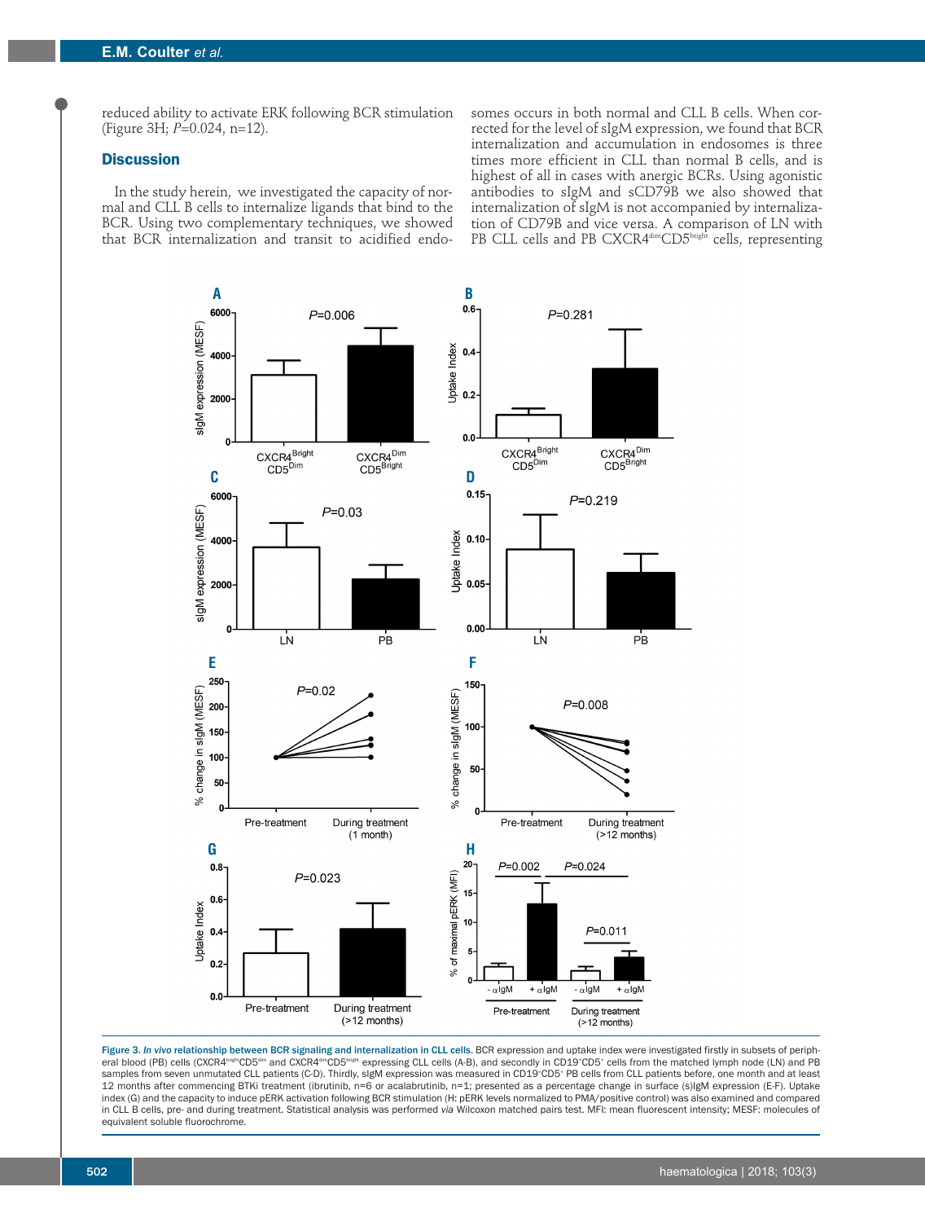reduced ability to activate ERK following BCR stimulation (Figure 3H; *P*=0.024, n=12).

## Discussion

In the study herein, we investigated the capacity of normal and CLL B cells to internalize ligands that bind to the BCR. Using two complementary techniques, we showed that BCR internalization and transit to acidified endosomes occurs in both normal and CLL B cells. When corrected for the level of sIgM expression, we found that BCR internalization and accumulation in endosomes is three times more efficient in CLL than normal B cells, and is highest of all in cases with anergic BCRs. Using agonistic antibodies to sIgM and sCD79B we also showed that internalization of sIgM is not accompanied by internalization of CD79B and vice versa. A comparison of LN with PB CLL cells and PB CXCR4$^{dim}$CD5$^{bright}$ cells, representing

A
P=0.006
sIgM expression (MESF)
6000
4000
2000
0
CXCR4$^{Bright}$ CD5$^{Dim}$
CXCR4$^{Dim}$ CD5$^{Bright}$

B
P=0.281
Uptake Index
0.6
0.4
0.2
0.0
CXCR4$^{Bright}$ CD5$^{Dim}$
CXCR4$^{Dim}$ CD5$^{Bright}$

C
P=0.03
sIgM expression (MESF)
6000
4000
2000
0
LN
PB

D
P=0.219
Uptake Index
0.15
0.10
0.05
0.00
LN
PB

E
P=0.02
% change in sIgM (MESF)
250
200
150
100
50
0
Pre-treatment
During treatment (1 month)

F
P=0.008
% change in sIgM (MESF)
150
100
50
0
Pre-treatment
During treatment (>12 months)

G
P=0.023
Uptake Index
0.8
0.6
0.4
0.2
0.0
Pre-treatment
During treatment (>12 months)

H
P=0.002
P=0.024
P=0.011
% of maximal pERK (MFI)
20
15
10
5
0
- αIgM
+ αIgM
- αIgM
+ αIgM
Pre-treatment
During treatment (>12 months)

**Figure 3.** ***In vivo*** **relationship between BCR signaling and internalization in CLL cells.** BCR expression and uptake index were investigated firstly in subsets of peripheral blood (PB) cells (CXCR4$^{bright}$CD5$^{dim}$ and CXCR4$^{dim}$CD5$^{bright}$ expressing CLL cells (A-B), and secondly in CD19$^{+}$CD5$^{+}$ cells from the matched lymph node (LN) and PB samples from seven unmutated CLL patients (C-D). Thirdly, sIgM expression was measured in CD19$^{+}$CD5$^{+}$ PB cells from CLL patients before, one month and at least 12 months after commencing BTKi treatment (ibrutinib, n=6 or acalabrutinib, n=1; presented as a percentage change in surface (s)IgM expression (E-F). Uptake index (G) and the capacity to induce pERK activation following BCR stimulation (H: pERK levels normalized to PMA/positive control) was also examined and compared in CLL B cells, pre- and during treatment. Statistical analysis was performed *via* Wilcoxon matched pairs test. MFI: mean fluorescent intensity; MESF: molecules of equivalent soluble fluorochrome.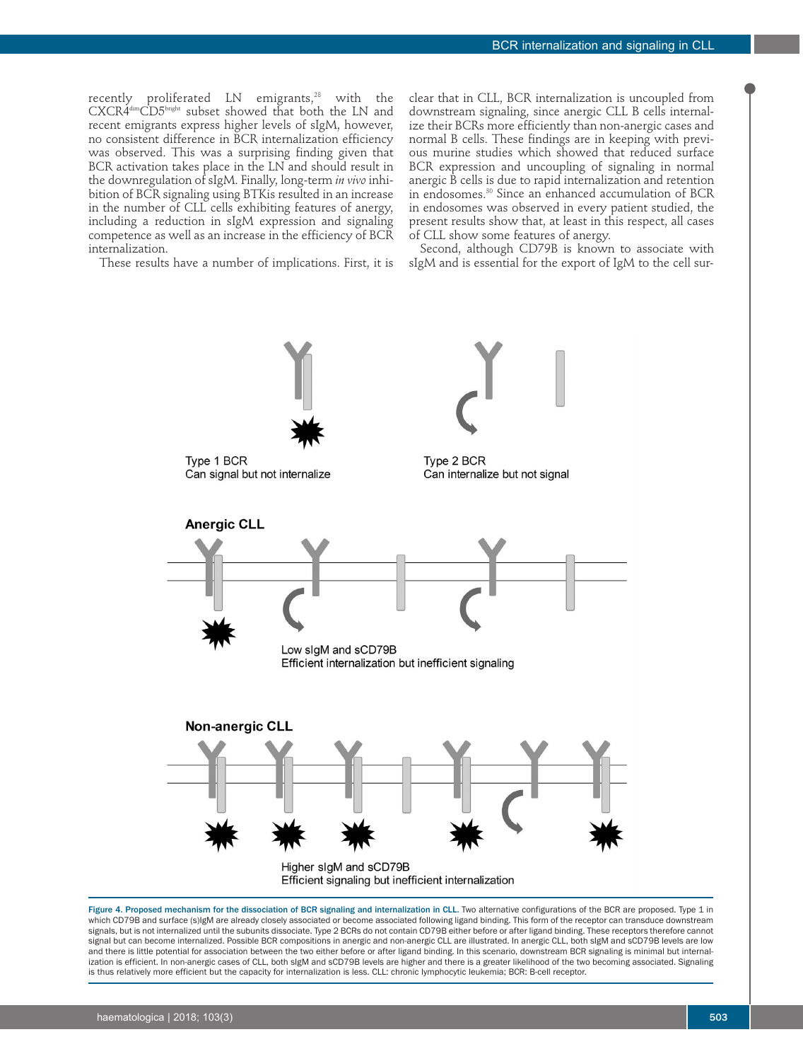recently proliferated LN emigrants,[28] with the CXCR4$^{dim}$CD5$^{bright}$ subset showed that both the LN and recent emigrants express higher levels of sIgM, however, no consistent difference in BCR internalization efficiency was observed. This was a surprising finding given that BCR activation takes place in the LN and should result in the downregulation of sIgM. Finally, long-term *in vivo* inhibition of BCR signaling using BTKis resulted in an increase in the number of CLL cells exhibiting features of anergy, including a reduction in sIgM expression and signaling competence as well as an increase in the efficiency of BCR internalization.

These results have a number of implications. First, it is clear that in CLL, BCR internalization is uncoupled from downstream signaling, since anergic CLL B cells internalize their BCRs more efficiently than non-anergic cases and normal B cells. These findings are in keeping with previous murine studies which showed that reduced surface BCR expression and uncoupling of signaling in normal anergic B cells is due to rapid internalization and retention in endosomes.[30] Since an enhanced accumulation of BCR in endosomes was observed in every patient studied, the present results show that, at least in this respect, all cases of CLL show some features of anergy.

Second, although CD79B is known to associate with sIgM and is essential for the export of IgM to the cell sur-

Type 1 BCR
Can signal but not internalize

Type 2 BCR
Can internalize but not signal

**Anergic CLL**

Low sIgM and sCD79B
Efficient internalization but inefficient signaling

**Non-anergic CLL**

Higher sIgM and sCD79B
Efficient signaling but inefficient internalization

**Figure 4. Proposed mechanism for the dissociation of BCR signaling and internalization in CLL.** Two alternative configurations of the BCR are proposed. Type 1 in which CD79B and surface (s)IgM are already closely associated or become associated following ligand binding. This form of the receptor can transduce downstream signals, but is not internalized until the subunits dissociate. Type 2 BCRs do not contain CD79B either before or after ligand binding. These receptors therefore cannot signal but can become internalized. Possible BCR compositions in anergic and non-anergic CLL are illustrated. In anergic CLL, both sIgM and sCD79B levels are low and there is little potential for association between the two either before or after ligand binding. In this scenario, downstream BCR signaling is minimal but internalization is efficient. In non-anergic cases of CLL, both sIgM and sCD79B levels are higher and there is a greater likelihood of the two becoming associated. Signaling is thus relatively more efficient but the capacity for internalization is less. CLL: chronic lymphocytic leukemia; BCR: B-cell receptor.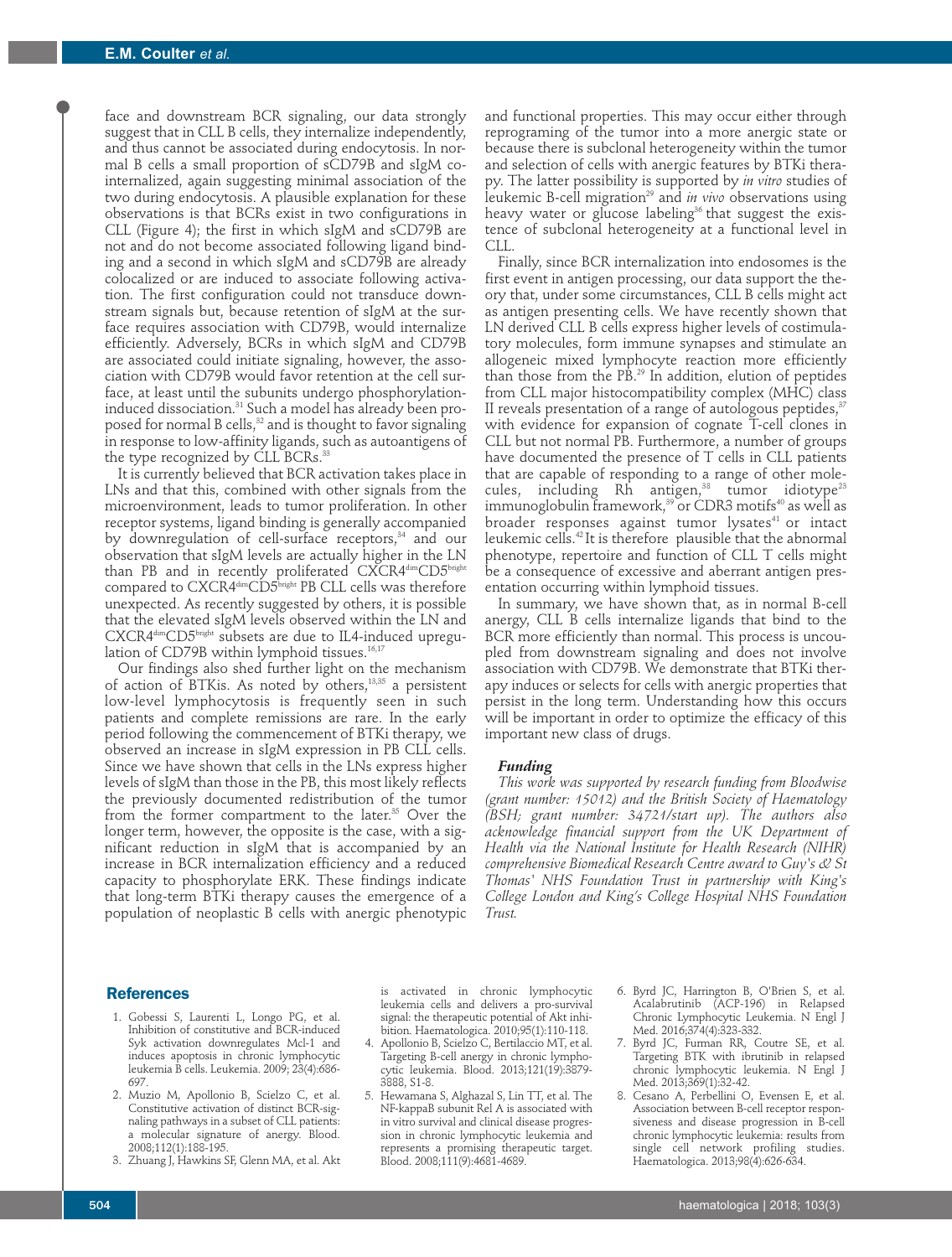face and downstream BCR signaling, our data strongly suggest that in CLL B cells, they internalize independently, and thus cannot be associated during endocytosis. In normal B cells a small proportion of sCD79B and sIgM co-internalized, again suggesting minimal association of the two during endocytosis. A plausible explanation for these observations is that BCRs exist in two configurations in CLL (Figure 4); the first in which sIgM and sCD79B are not and do not become associated following ligand binding and a second in which sIgM and sCD79B are already colocalized or are induced to associate following activation. The first configuration could not transduce downstream signals but, because retention of sIgM at the surface requires association with CD79B, would internalize efficiently. Adversely, BCRs in which sIgM and CD79B are associated could initiate signaling, however, the association with CD79B would favor retention at the cell surface, at least until the subunits undergo phosphorylation-induced dissociation.[31] Such a model has already been proposed for normal B cells,[32] and is thought to favor signaling in response to low-affinity ligands, such as autoantigens of the type recognized by CLL BCRs.[33]

It is currently believed that BCR activation takes place in LNs and that this, combined with other signals from the microenvironment, leads to tumor proliferation. In other receptor systems, ligand binding is generally accompanied by downregulation of cell-surface receptors,[34] and our observation that sIgM levels are actually higher in the LN than PB and in recently proliferated CXCR4$^{dim}$CD5$^{bright}$ compared to CXCR4$^{dim}$CD5$^{bright}$ PB CLL cells was therefore unexpected. As recently suggested by others, it is possible that the elevated sIgM levels observed within the LN and CXCR4$^{dim}$CD5$^{bright}$ subsets are due to IL4-induced upregulation of CD79B within lymphoid tissues.[16,17]

Our findings also shed further light on the mechanism of action of BTKis. As noted by others,[13,35] a persistent low-level lymphocytosis is frequently seen in such patients and complete remissions are rare. In the early period following the commencement of BTKi therapy, we observed an increase in sIgM expression in PB CLL cells. Since we have shown that cells in the LNs express higher levels of sIgM than those in the PB, this most likely reflects the previously documented redistribution of the tumor from the former compartment to the later.[35] Over the longer term, however, the opposite is the case, with a significant reduction in sIgM that is accompanied by an increase in BCR internalization efficiency and a reduced capacity to phosphorylate ERK. These findings indicate that long-term BTKi therapy causes the emergence of a population of neoplastic B cells with anergic phenotypic and functional properties. This may occur either through reprograming of the tumor into a more anergic state or because there is subclonal heterogeneity within the tumor and selection of cells with anergic features by BTKi therapy. The latter possibility is supported by *in vitro* studies of leukemic B-cell migration[29] and *in vivo* observations using heavy water or glucose labeling[36] that suggest the existence of subclonal heterogeneity at a functional level in CLL.

Finally, since BCR internalization into endosomes is the first event in antigen processing, our data support the theory that, under some circumstances, CLL B cells might act as antigen presenting cells. We have recently shown that LN derived CLL B cells express higher levels of costimulatory molecules, form immune synapses and stimulate an allogeneic mixed lymphocyte reaction more efficiently than those from the PB.[29] In addition, elution of peptides from CLL major histocompatibility complex (MHC) class II reveals presentation of a range of autologous peptides,[37] with evidence for expansion of cognate T-cell clones in CLL but not normal PB. Furthermore, a number of groups have documented the presence of T cells in CLL patients that are capable of responding to a range of other molecules, including Rh antigen,[38] tumor idiotype[23] immunoglobulin framework,[39] or CDR3 motifs[40] as well as broader responses against tumor lysates[41] or intact leukemic cells.[42] It is therefore plausible that the abnormal phenotype, repertoire and function of CLL T cells might be a consequence of excessive and aberrant antigen presentation occurring within lymphoid tissues.

In summary, we have shown that, as in normal B-cell anergy, CLL B cells internalize ligands that bind to the BCR more efficiently than normal. This process is uncoupled from downstream signaling and does not involve association with CD79B. We demonstrate that BTKi therapy induces or selects for cells with anergic properties that persist in the long term. Understanding how this occurs will be important in order to optimize the efficacy of this important new class of drugs.

#### Funding

*This work was supported by research funding from Bloodwise (grant number: 15012) and the British Society of Haematology (BSH; grant number: 34721/start up). The authors also acknowledge financial support from the UK Department of Health via the National Institute for Health Research (NIHR) comprehensive Biomedical Research Centre award to Guy's & St Thomas' NHS Foundation Trust in partnership with King's College London and King's College Hospital NHS Foundation Trust.*

## References

1. Gobessi S, Laurenti L, Longo PG, et al. Inhibition of constitutive and BCR-induced Syk activation downregulates Mcl-1 and induces apoptosis in chronic lymphocytic leukemia B cells. Leukemia. 2009; 23(4):686-697.
2. Muzio M, Apollonio B, Scielzo C, et al. Constitutive activation of distinct BCR-signaling pathways in a subset of CLL patients: a molecular signature of anergy. Blood. 2008;112(1):188-195.
3. Zhuang J, Hawkins SF, Glenn MA, et al. Akt is activated in chronic lymphocytic leukemia cells and delivers a pro-survival signal: the therapeutic potential of Akt inhibition. Haematologica. 2010;95(1):110-118.
4. Apollonio B, Scielzo C, Bertilaccio MT, et al. Targeting B-cell anergy in chronic lymphocytic leukemia. Blood. 2013;121(19):3879-3888, S1-8.
5. Hewamana S, Alghazal S, Lin TT, et al. The NF-kappaB subunit Rel A is associated with in vitro survival and clinical disease progression in chronic lymphocytic leukemia and represents a promising therapeutic target. Blood. 2008;111(9):4681-4689.
6. Byrd JC, Harrington B, O'Brien S, et al. Acalabrutinib (ACP-196) in Relapsed Chronic Lymphocytic Leukemia. N Engl J Med. 2016;374(4):323-332.
7. Byrd JC, Furman RR, Coutre SE, et al. Targeting BTK with ibrutinib in relapsed chronic lymphocytic leukemia. N Engl J Med. 2013;369(1):32-42.
8. Cesano A, Perbellini O, Evensen E, et al. Association between B-cell receptor responsiveness and disease progression in B-cell chronic lymphocytic leukemia: results from single cell network profiling studies. Haematologica. 2013;98(4):626-634.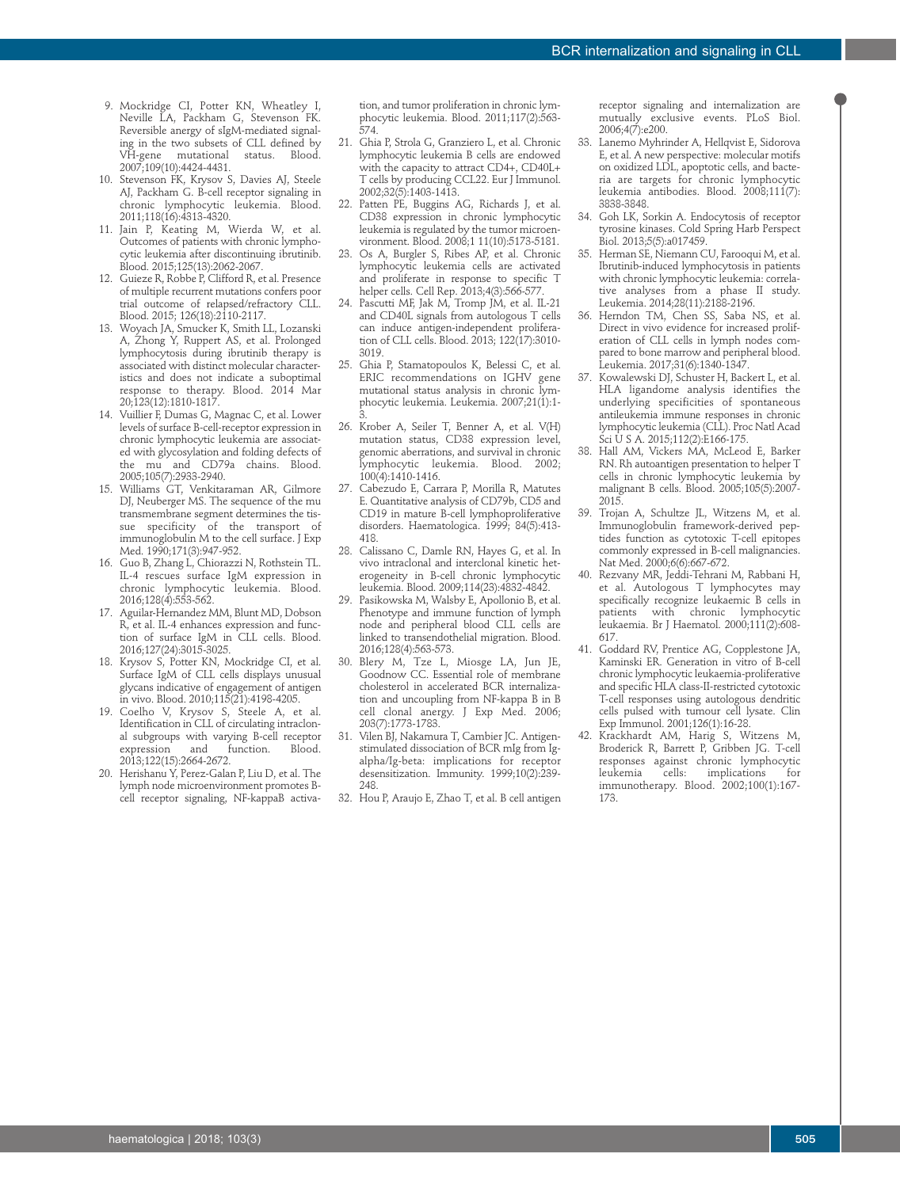9. Mockridge CI, Potter KN, Wheatley I, Neville LA, Packham G, Stevenson FK. Reversible anergy of sIgM-mediated signaling in the two subsets of CLL defined by VH-gene mutational status. Blood. 2007;109(10):4424-4431.
10. Stevenson FK, Krysov S, Davies AJ, Steele AJ, Packham G. B-cell receptor signaling in chronic lymphocytic leukemia. Blood. 2011;118(16):4313-4320.
11. Jain P, Keating M, Wierda W, et al. Outcomes of patients with chronic lymphocytic leukemia after discontinuing ibrutinib. Blood. 2015;125(13):2062-2067.
12. Guieze R, Robbe P, Clifford R, et al. Presence of multiple recurrent mutations confers poor trial outcome of relapsed/refractory CLL. Blood. 2015; 126(18):2110-2117.
13. Woyach JA, Smucker K, Smith LL, Lozanski A, Zhong Y, Ruppert AS, et al. Prolonged lymphocytosis during ibrutinib therapy is associated with distinct molecular characteristics and does not indicate a suboptimal response to therapy. Blood. 2014 Mar 20;123(12):1810-1817.
14. Vuillier F, Dumas G, Magnac C, et al. Lower levels of surface B-cell-receptor expression in chronic lymphocytic leukemia are associated with glycosylation and folding defects of the mu and CD79a chains. Blood. 2005;105(7):2933-2940.
15. Williams GT, Venkitaraman AR, Gilmore DJ, Neuberger MS. The sequence of the mu transmembrane segment determines the tissue specificity of the transport of immunoglobulin M to the cell surface. J Exp Med. 1990;171(3):947-952.
16. Guo B, Zhang L, Chiorazzi N, Rothstein TL. IL-4 rescues surface IgM expression in chronic lymphocytic leukemia. Blood. 2016;128(4):553-562.
17. Aguilar-Hernandez MM, Blunt MD, Dobson R, et al. IL-4 enhances expression and function of surface IgM in CLL cells. Blood. 2016;127(24):3015-3025.
18. Krysov S, Potter KN, Mockridge CI, et al. Surface IgM of CLL cells displays unusual glycans indicative of engagement of antigen in vivo. Blood. 2010;115(21):4198-4205.
19. Coelho V, Krysov S, Steele A, et al. Identification in CLL of circulating intraclonal subgroups with varying B-cell receptor expression and function. Blood. 2013;122(15):2664-2672.
20. Herishanu Y, Perez-Galan P, Liu D, et al. The lymph node microenvironment promotes B-cell receptor signaling, NF-kappaB activation, and tumor proliferation in chronic lymphocytic leukemia. Blood. 2011;117(2):563-574.
21. Ghia P, Strola G, Granziero L, et al. Chronic lymphocytic leukemia B cells are endowed with the capacity to attract CD4+, CD40L+ T cells by producing CCL22. Eur J Immunol. 2002;32(5):1403-1413.
22. Patten PE, Buggins AG, Richards J, et al. CD38 expression in chronic lymphocytic leukemia is regulated by the tumor microenvironment. Blood. 2008;1 11(10):5173-5181.
23. Os A, Burgler S, Ribes AP, et al. Chronic lymphocytic leukemia cells are activated and proliferate in response to specific T helper cells. Cell Rep. 2013;4(3):566-577.
24. Pascutti MF, Jak M, Tromp JM, et al. IL-21 and CD40L signals from autologous T cells can induce antigen-independent proliferation of CLL cells. Blood. 2013; 122(17):3010-3019.
25. Ghia P, Stamatopoulos K, Belessi C, et al. ERIC recommendations on IGHV gene mutational status analysis in chronic lymphocytic leukemia. Leukemia. 2007;21(1):1-3.
26. Krober A, Seiler T, Benner A, et al. V(H) mutation status, CD38 expression level, genomic aberrations, and survival in chronic lymphocytic leukemia. Blood. 2002; 100(4):1410-1416.
27. Cabezudo E, Carrara P, Morilla R, Matutes E. Quantitative analysis of CD79b, CD5 and CD19 in mature B-cell lymphoproliferative disorders. Haematologica. 1999; 84(5):413-418.
28. Calissano C, Damle RN, Hayes G, et al. In vivo intraclonal and interclonal kinetic heterogeneity in B-cell chronic lymphocytic leukemia. Blood. 2009;114(23):4832-4842.
29. Pasikowska M, Walsby E, Apollonio B, et al. Phenotype and immune function of lymph node and peripheral blood CLL cells are linked to transendothelial migration. Blood. 2016;128(4):563-573.
30. Blery M, Tze L, Miosge LA, Jun JE, Goodnow CC. Essential role of membrane cholesterol in accelerated BCR internalization and uncoupling from NF-kappa B in B cell clonal anergy. J Exp Med. 2006; 203(7):1773-1783.
31. Vilen BJ, Nakamura T, Cambier JC. Antigen-stimulated dissociation of BCR mIg from Ig-alpha/Ig-beta: implications for receptor desensitization. Immunity. 1999;10(2):239-248.
32. Hou P, Araujo E, Zhao T, et al. B cell antigen receptor signaling and internalization are mutually exclusive events. PLoS Biol. 2006;4(7):e200.
33. Lanemo Myhrinder A, Hellqvist E, Sidorova E, et al. A new perspective: molecular motifs on oxidized LDL, apoptotic cells, and bacteria are targets for chronic lymphocytic leukemia antibodies. Blood. 2008;111(7): 3838-3848.
34. Goh LK, Sorkin A. Endocytosis of receptor tyrosine kinases. Cold Spring Harb Perspect Biol. 2013;5(5):a017459.
35. Herman SE, Niemann CU, Farooqui M, et al. Ibrutinib-induced lymphocytosis in patients with chronic lymphocytic leukemia: correlative analyses from a phase II study. Leukemia. 2014;28(11):2188-2196.
36. Herndon TM, Chen SS, Saba NS, et al. Direct in vivo evidence for increased proliferation of CLL cells in lymph nodes compared to bone marrow and peripheral blood. Leukemia. 2017;31(6):1340-1347.
37. Kowalewski DJ, Schuster H, Backert L, et al. HLA ligandome analysis identifies the underlying specificities of spontaneous antileukemia immune responses in chronic lymphocytic leukemia (CLL). Proc Natl Acad Sci U S A. 2015;112(2):E166-175.
38. Hall AM, Vickers MA, McLeod E, Barker RN. Rh autoantigen presentation to helper T cells in chronic lymphocytic leukemia by malignant B cells. Blood. 2005;105(5):2007-2015.
39. Trojan A, Schultze JL, Witzens M, et al. Immunoglobulin framework-derived peptides function as cytotoxic T-cell epitopes commonly expressed in B-cell malignancies. Nat Med. 2000;6(6):667-672.
40. Rezvany MR, Jeddi-Tehrani M, Rabbani H, et al. Autologous T lymphocytes may specifically recognize leukaemic B cells in patients with chronic lymphocytic leukaemia. Br J Haematol. 2000;111(2):608-617.
41. Goddard RV, Prentice AG, Copplestone JA, Kaminski ER. Generation in vitro of B-cell chronic lymphocytic leukaemia-proliferative and specific HLA class-II-restricted cytotoxic T-cell responses using autologous dendritic cells pulsed with tumour cell lysate. Clin Exp Immunol. 2001;126(1):16-28.
42. Krackhardt AM, Harig S, Witzens M, Broderick R, Barrett P, Gribben JG. T-cell responses against chronic lymphocytic leukemia cells: implications for immunotherapy. Blood. 2002;100(1):167-173.